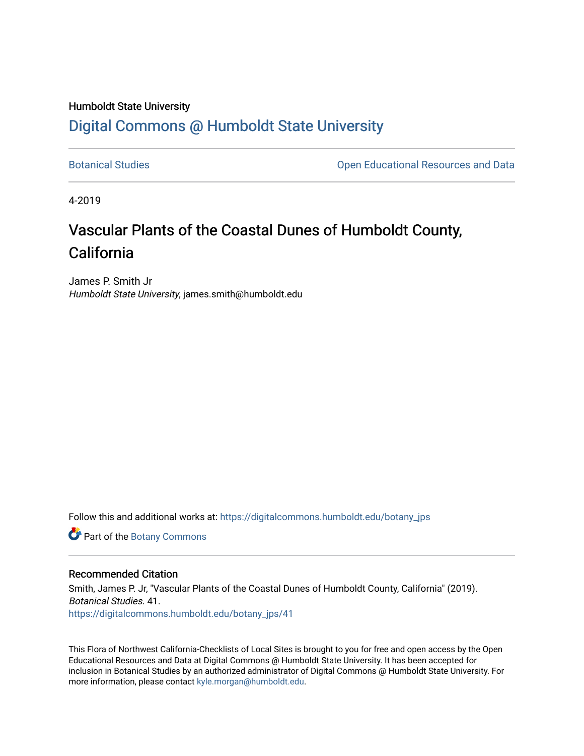Humboldt State University

# Digital Commons @ Humboldt State University

Botanical Studies | Open Educational Resources and Data

4-2019

# Vascular Plants of the Coastal Dunes of Humboldt County, California

James P. Smith Jr
*Humboldt State University*, james.smith@humboldt.edu

Follow this and additional works at: https://digitalcommons.humboldt.edu/botany_jps

Part of the Botany Commons

## Recommended Citation

Smith, James P. Jr, "Vascular Plants of the Coastal Dunes of Humboldt County, California" (2019). *Botanical Studies*. 41.
https://digitalcommons.humboldt.edu/botany_jps/41

This Flora of Northwest California-Checklists of Local Sites is brought to you for free and open access by the Open Educational Resources and Data at Digital Commons @ Humboldt State University. It has been accepted for inclusion in Botanical Studies by an authorized administrator of Digital Commons @ Humboldt State University. For more information, please contact kyle.morgan@humboldt.edu.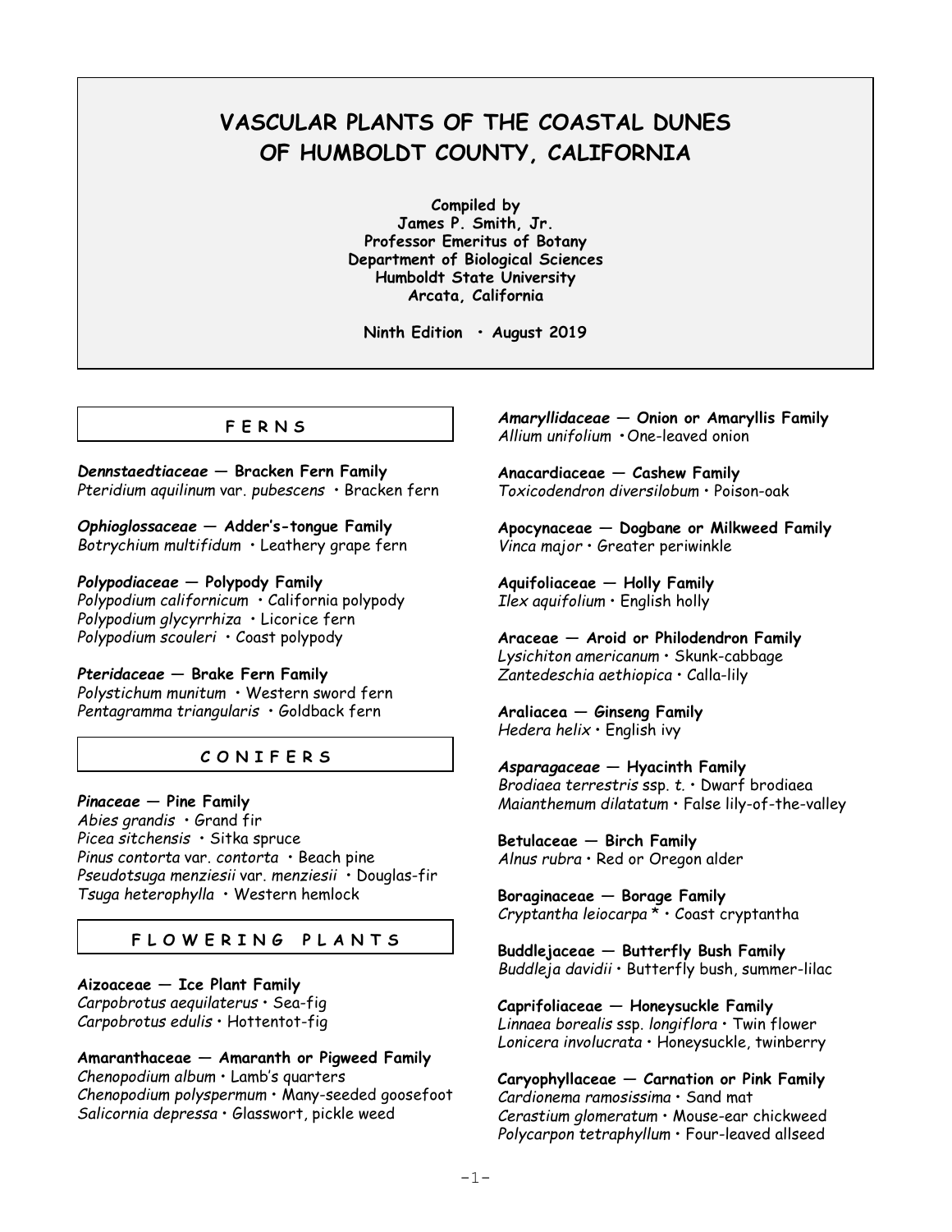# VASCULAR PLANTS OF THE COASTAL DUNES OF HUMBOLDT COUNTY, CALIFORNIA

**Compiled by**
**James P. Smith, Jr.**
**Professor Emeritus of Botany**
**Department of Biological Sciences**
**Humboldt State University**
**Arcata, California**

**Ninth Edition • August 2019**

## F E R N S

***Dennstaedtiaceae* — Bracken Fern Family**
*Pteridium aquilinum* var. *pubescens* • Bracken fern

***Ophioglossaceae* — Adder's-tongue Family**
*Botrychium multifidum* • Leathery grape fern

***Polypodiaceae* — Polypody Family**
*Polypodium californicum* • California polypody
*Polypodium glycyrrhiza* • Licorice fern
*Polypodium scouleri* • Coast polypody

***Pteridaceae* — Brake Fern Family**
*Polystichum munitum* • Western sword fern
*Pentagramma triangularis* • Goldback fern

## C O N I F E R S

***Pinaceae* — Pine Family**
*Abies grandis* • Grand fir
*Picea sitchensis* • Sitka spruce
*Pinus contorta* var. *contorta* • Beach pine
*Pseudotsuga menziesii* var. *menziesii* • Douglas-fir
*Tsuga heterophylla* • Western hemlock

## F L O W E R I N G P L A N T S

**Aizoaceae — Ice Plant Family**
*Carpobrotus aequilaterus* • Sea-fig
*Carpobrotus edulis* • Hottentot-fig

**Amaranthaceae — Amaranth or Pigweed Family**
*Chenopodium album* • Lamb's quarters
*Chenopodium polyspermum* • Many-seeded goosefoot
*Salicornia depressa* • Glasswort, pickle weed

***Amaryllidaceae* — Onion or Amaryllis Family**
*Allium unifolium* • One-leaved onion

**Anacardiaceae — Cashew Family**
*Toxicodendron diversilobum* • Poison-oak

**Apocynaceae — Dogbane or Milkweed Family**
*Vinca major* • Greater periwinkle

**Aquifoliaceae — Holly Family**
*Ilex aquifolium* • English holly

**Araceae — Aroid or Philodendron Family**
*Lysichiton americanum* • Skunk-cabbage
*Zantedeschia aethiopica* • Calla-lily

**Araliacea — Ginseng Family**
*Hedera helix* • English ivy

***Asparagaceae* — Hyacinth Family**
*Brodiaea terrestris* ssp. *t.* • Dwarf brodiaea
*Maianthemum dilatatum* • False lily-of-the-valley

**Betulaceae — Birch Family**
*Alnus rubra* • Red or Oregon alder

**Boraginaceae — Borage Family**
*Cryptantha leiocarpa* * • Coast cryptantha

**Buddlejaceae — Butterfly Bush Family**
*Buddleja davidii* • Butterfly bush, summer-lilac

**Caprifoliaceae — Honeysuckle Family**
*Linnaea borealis* ssp. *longiflora* • Twin flower
*Lonicera involucrata* • Honeysuckle, twinberry

**Caryophyllaceae — Carnation or Pink Family**
*Cardionema ramosissima* • Sand mat
*Cerastium glomeratum* • Mouse-ear chickweed
*Polycarpon tetraphyllum* • Four-leaved allseed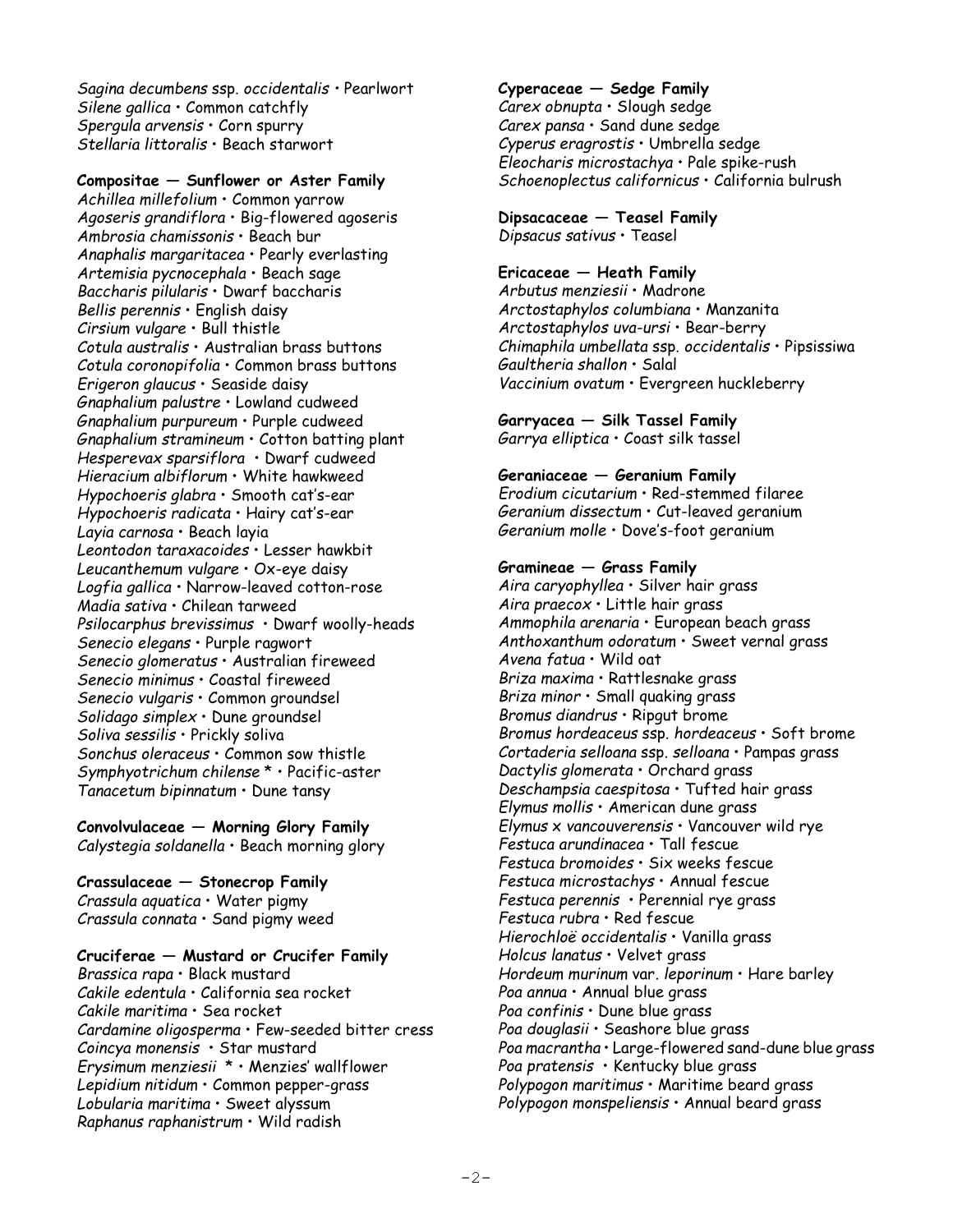*Sagina decumbens* ssp. *occidentalis* • Pearlwort
*Silene gallica* • Common catchfly
*Spergula arvensis* • Corn spurry
*Stellaria littoralis* • Beach starwort

**Compositae — Sunflower or Aster Family**
*Achillea millefolium* • Common yarrow
*Agoseris grandiflora* • Big-flowered agoseris
*Ambrosia chamissonis* • Beach bur
*Anaphalis margaritacea* • Pearly everlasting
*Artemisia pycnocephala* • Beach sage
*Baccharis pilularis* • Dwarf baccharis
*Bellis perennis* • English daisy
*Cirsium vulgare* • Bull thistle
*Cotula australis* • Australian brass buttons
*Cotula coronopifolia* • Common brass buttons
*Erigeron glaucus* • Seaside daisy
*Gnaphalium palustre* • Lowland cudweed
*Gnaphalium purpureum* • Purple cudweed
*Gnaphalium stramineum* • Cotton batting plant
*Hesperevax sparsiflora* • Dwarf cudweed
*Hieracium albiflorum* • White hawkweed
*Hypochoeris glabra* • Smooth cat's-ear
*Hypochoeris radicata* • Hairy cat's-ear
*Layia carnosa* • Beach layia
*Leontodon taraxacoides* • Lesser hawkbit
*Leucanthemum vulgare* • Ox-eye daisy
*Logfia gallica* • Narrow-leaved cotton-rose
*Madia sativa* • Chilean tarweed
*Psilocarphus brevissimus* • Dwarf woolly-heads
*Senecio elegans* • Purple ragwort
*Senecio glomeratus* • Australian fireweed
*Senecio minimus* • Coastal fireweed
*Senecio vulgaris* • Common groundsel
*Solidago simplex* • Dune groundsel
*Soliva sessilis* • Prickly soliva
*Sonchus oleraceus* • Common sow thistle
*Symphyotrichum chilense* * • Pacific-aster
*Tanacetum bipinnatum* • Dune tansy

**Convolvulaceae — Morning Glory Family**
*Calystegia soldanella* • Beach morning glory

**Crassulaceae — Stonecrop Family**
*Crassula aquatica* • Water pigmy
*Crassula connata* • Sand pigmy weed

**Cruciferae — Mustard or Crucifer Family**
*Brassica rapa* • Black mustard
*Cakile edentula* • California sea rocket
*Cakile maritima* • Sea rocket
*Cardamine oligosperma* • Few-seeded bitter cress
*Coincya monensis* • Star mustard
*Erysimum menziesii* * • Menzies' wallflower
*Lepidium nitidum* • Common pepper-grass
*Lobularia maritima* • Sweet alyssum
*Raphanus raphanistrum* • Wild radish

**Cyperaceae — Sedge Family**
*Carex obnupta* • Slough sedge
*Carex pansa* • Sand dune sedge
*Cyperus eragrostis* • Umbrella sedge
*Eleocharis microstachya* • Pale spike-rush
*Schoenoplectus californicus* • California bulrush

**Dipsacaceae — Teasel Family**
*Dipsacus sativus* • Teasel

**Ericaceae — Heath Family**
*Arbutus menziesii* • Madrone
*Arctostaphylos columbiana* • Manzanita
*Arctostaphylos uva-ursi* • Bear-berry
*Chimaphila umbellata* ssp. *occidentalis* • Pipsissiwa
*Gaultheria shallon* • Salal
*Vaccinium ovatum* • Evergreen huckleberry

**Garryacea — Silk Tassel Family**
*Garrya elliptica* • Coast silk tassel

**Geraniaceae — Geranium Family**
*Erodium cicutarium* • Red-stemmed filaree
*Geranium dissectum* • Cut-leaved geranium
*Geranium molle* • Dove's-foot geranium

**Gramineae — Grass Family**
*Aira caryophyllea* • Silver hair grass
*Aira praecox* • Little hair grass
*Ammophila arenaria* • European beach grass
*Anthoxanthum odoratum* • Sweet vernal grass
*Avena fatua* • Wild oat
*Briza maxima* • Rattlesnake grass
*Briza minor* • Small quaking grass
*Bromus diandrus* • Ripgut brome
*Bromus hordeaceus* ssp. *hordeaceus* • Soft brome
*Cortaderia selloana* ssp. *selloana* • Pampas grass
*Dactylis glomerata* • Orchard grass
*Deschampsia caespitosa* • Tufted hair grass
*Elymus mollis* • American dune grass
*Elymus x vancouverensis* • Vancouver wild rye
*Festuca arundinacea* • Tall fescue
*Festuca bromoides* • Six weeks fescue
*Festuca microstachys* • Annual fescue
*Festuca perennis* • Perennial rye grass
*Festuca rubra* • Red fescue
*Hierochloë occidentalis* • Vanilla grass
*Holcus lanatus* • Velvet grass
*Hordeum murinum* var. *leporinum* • Hare barley
*Poa annua* • Annual blue grass
*Poa confinis* • Dune blue grass
*Poa douglasii* • Seashore blue grass
*Poa macrantha* • Large-flowered sand-dune blue grass
*Poa pratensis* • Kentucky blue grass
*Polypogon maritimus* • Maritime beard grass
*Polypogon monspeliensis* • Annual beard grass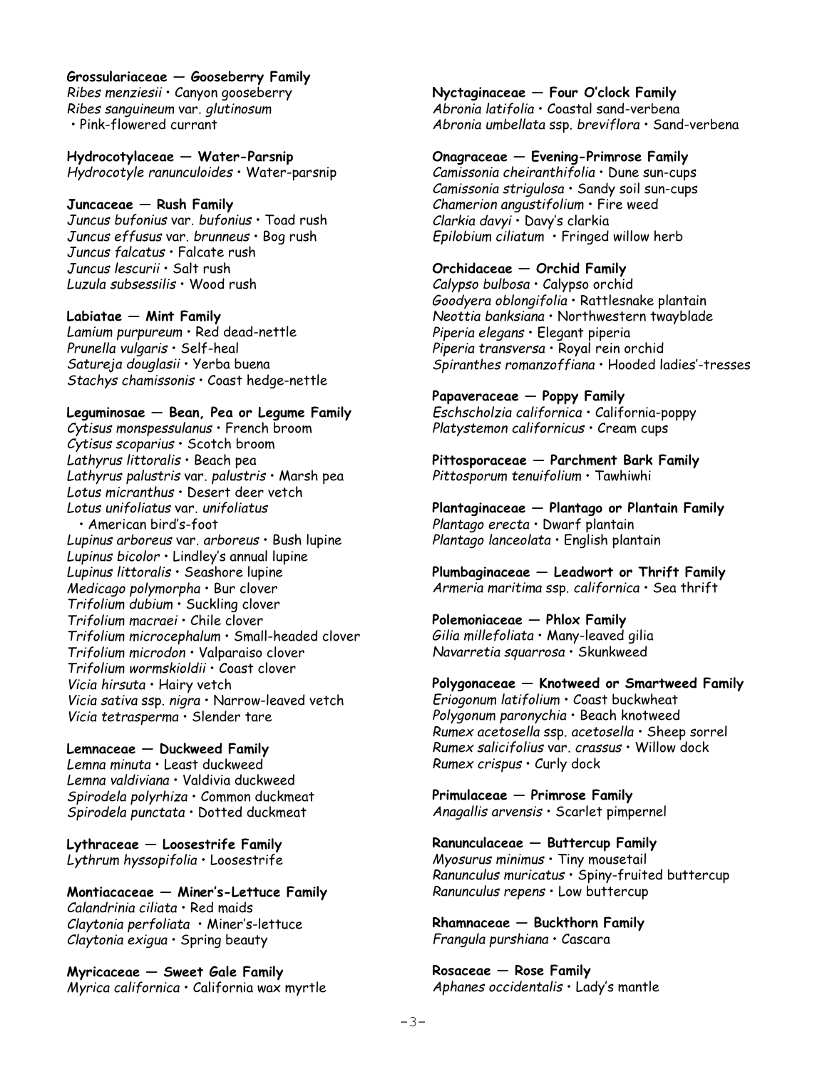**Grossulariaceae — Gooseberry Family**
*Ribes menziesii* • Canyon gooseberry
*Ribes sanguineum* var. *glutinosum*
• Pink-flowered currant

**Hydrocotylaceae — Water-Parsnip**
*Hydrocotyle ranunculoides* • Water-parsnip

**Juncaceae — Rush Family**
*Juncus bufonius* var. *bufonius* • Toad rush
*Juncus effusus* var. *brunneus* • Bog rush
*Juncus falcatus* • Falcate rush
*Juncus lescurii* • Salt rush
*Luzula subsessilis* • Wood rush

**Labiatae — Mint Family**
*Lamium purpureum* • Red dead-nettle
*Prunella vulgaris* • Self-heal
*Satureja douglasii* • Yerba buena
*Stachys chamissonis* • Coast hedge-nettle

**Leguminosae — Bean, Pea or Legume Family**
*Cytisus monspessulanus* • French broom
*Cytisus scoparius* • Scotch broom
*Lathyrus littoralis* • Beach pea
*Lathyrus palustris* var. *palustris* • Marsh pea
*Lotus micranthus* • Desert deer vetch
*Lotus unifoliatus* var. *unifoliatus*
• American bird's-foot
*Lupinus arboreus* var. *arboreus* • Bush lupine
*Lupinus bicolor* • Lindley's annual lupine
*Lupinus littoralis* • Seashore lupine
*Medicago polymorpha* • Bur clover
*Trifolium dubium* • Suckling clover
*Trifolium macraei* • Chile clover
*Trifolium microcephalum* • Small-headed clover
*Trifolium microdon* • Valparaiso clover
*Trifolium wormskioldii* • Coast clover
*Vicia hirsuta* • Hairy vetch
*Vicia sativa* ssp. *nigra* • Narrow-leaved vetch
*Vicia tetrasperma* • Slender tare

**Lemnaceae — Duckweed Family**
*Lemna minuta* • Least duckweed
*Lemna valdiviana* • Valdivia duckweed
*Spirodela polyrhiza* • Common duckmeat
*Spirodela punctata* • Dotted duckmeat

**Lythraceae — Loosestrife Family**
*Lythrum hyssopifolia* • Loosestrife

**Montiacaceae — Miner's-Lettuce Family**
*Calandrinia ciliata* • Red maids
*Claytonia perfoliata* • Miner's-lettuce
*Claytonia exigua* • Spring beauty

**Myricaceae — Sweet Gale Family**
*Myrica californica* • California wax myrtle

**Nyctaginaceae — Four O'clock Family**
*Abronia latifolia* • Coastal sand-verbena
*Abronia umbellata* ssp. *breviflora* • Sand-verbena

**Onagraceae — Evening-Primrose Family**
*Camissonia cheiranthifolia* • Dune sun-cups
*Camissonia strigulosa* • Sandy soil sun-cups
*Chamerion angustifolium* • Fire weed
*Clarkia davyi* • Davy's clarkia
*Epilobium ciliatum* • Fringed willow herb

**Orchidaceae — Orchid Family**
*Calypso bulbosa* • Calypso orchid
*Goodyera oblongifolia* • Rattlesnake plantain
*Neottia banksiana* • Northwestern twayblade
*Piperia elegans* • Elegant piperia
*Piperia transversa* • Royal rein orchid
*Spiranthes romanzoffiana* • Hooded ladies'-tresses

**Papaveraceae — Poppy Family**
*Eschscholzia californica* • California-poppy
*Platystemon californicus* • Cream cups

**Pittosporaceae — Parchment Bark Family**
*Pittosporum tenuifolium* • Tawhiwhi

**Plantaginaceae — Plantago or Plantain Family**
*Plantago erecta* • Dwarf plantain
*Plantago lanceolata* • English plantain

**Plumbaginaceae — Leadwort or Thrift Family**
*Armeria maritima* ssp. *californica* • Sea thrift

**Polemoniaceae — Phlox Family**
*Gilia millefoliata* • Many-leaved gilia
*Navarretia squarrosa* • Skunkweed

**Polygonaceae — Knotweed or Smartweed Family**
*Eriogonum latifolium* • Coast buckwheat
*Polygonum paronychia* • Beach knotweed
*Rumex acetosella* ssp. *acetosella* • Sheep sorrel
*Rumex salicifolius* var. *crassus* • Willow dock
*Rumex crispus* • Curly dock

**Primulaceae — Primrose Family**
*Anagallis arvensis* • Scarlet pimpernel

**Ranunculaceae — Buttercup Family**
*Myosurus minimus* • Tiny mousetail
*Ranunculus muricatus* • Spiny-fruited buttercup
*Ranunculus repens* • Low buttercup

**Rhamnaceae — Buckthorn Family**
*Frangula purshiana* • Cascara

**Rosaceae — Rose Family**
*Aphanes occidentalis* • Lady's mantle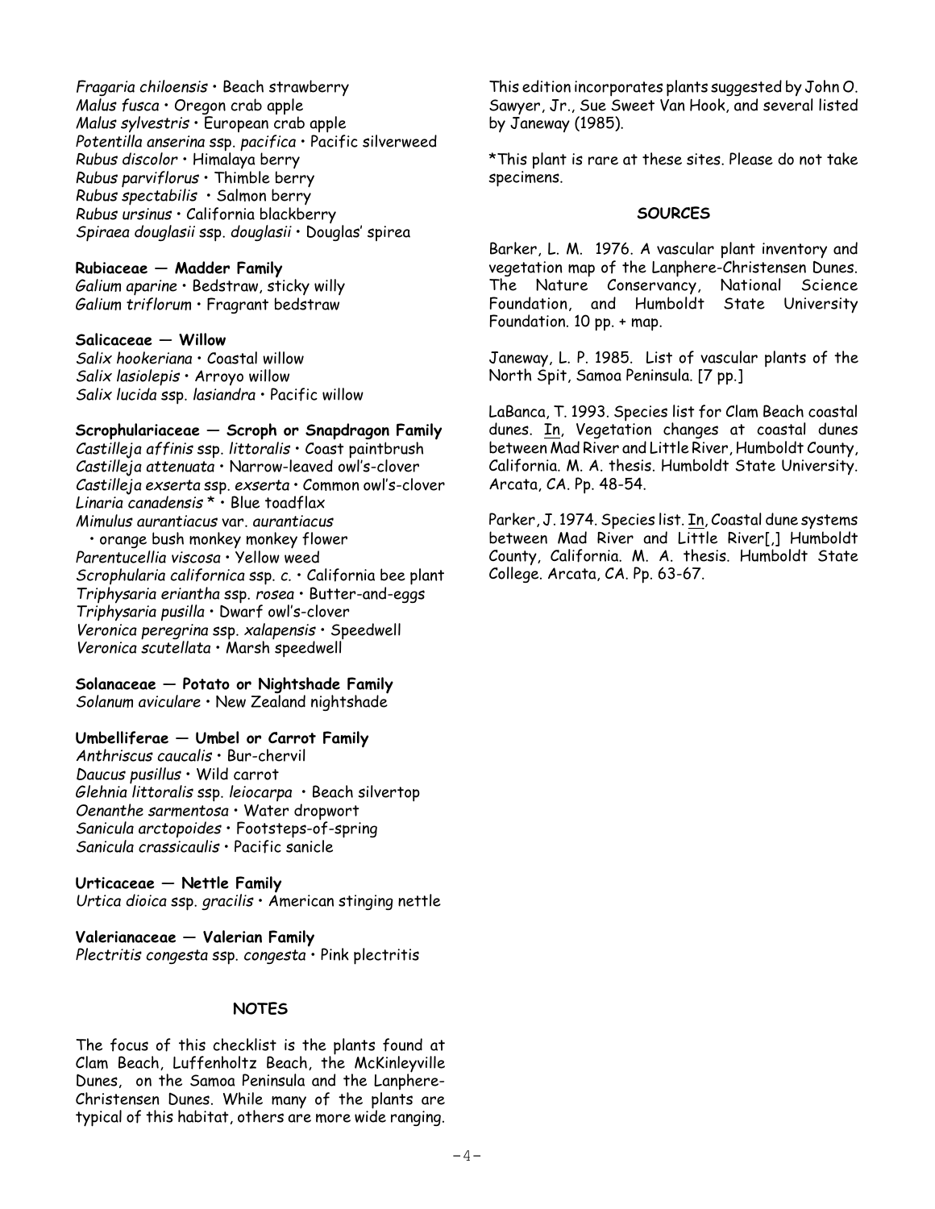*Fragaria chiloensis* • Beach strawberry
*Malus fusca* • Oregon crab apple
*Malus sylvestris* • European crab apple
*Potentilla anserina* ssp. *pacifica* • Pacific silverweed
*Rubus discolor* • Himalaya berry
*Rubus parviflorus* • Thimble berry
*Rubus spectabilis* • Salmon berry
*Rubus ursinus* • California blackberry
*Spiraea douglasii* ssp. *douglasii* • Douglas' spirea

**Rubiaceae — Madder Family**
*Galium aparine* • Bedstraw, sticky willy
*Galium triflorum* • Fragrant bedstraw

**Salicaceae — Willow**
*Salix hookeriana* • Coastal willow
*Salix lasiolepis* • Arroyo willow
*Salix lucida* ssp. *lasiandra* • Pacific willow

**Scrophulariaceae — Scroph or Snapdragon Family**
*Castilleja affinis* ssp. *littoralis* • Coast paintbrush
*Castilleja attenuata* • Narrow-leaved owl's-clover
*Castilleja exserta* ssp. *exserta* • Common owl's-clover
*Linaria canadensis* * • Blue toadflax
*Mimulus aurantiacus* var. *aurantiacus*
• orange bush monkey monkey flower
*Parentucellia viscosa* • Yellow weed
*Scrophularia californica* ssp. *c.* • California bee plant
*Triphysaria eriantha* ssp. *rosea* • Butter-and-eggs
*Triphysaria pusilla* • Dwarf owl's-clover
*Veronica peregrina* ssp. *xalapensis* • Speedwell
*Veronica scutellata* • Marsh speedwell

**Solanaceae — Potato or Nightshade Family**
*Solanum aviculare* • New Zealand nightshade

**Umbelliferae — Umbel or Carrot Family**
*Anthriscus caucalis* • Bur-chervil
*Daucus pusillus* • Wild carrot
*Glehnia littoralis* ssp. *leiocarpa* • Beach silvertop
*Oenanthe sarmentosa* • Water dropwort
*Sanicula arctopoides* • Footsteps-of-spring
*Sanicula crassicaulis* • Pacific sanicle

**Urticaceae — Nettle Family**
*Urtica dioica* ssp. *gracilis* • American stinging nettle

**Valerianaceae — Valerian Family**
*Plectritis congesta* ssp. *congesta* • Pink plectritis

## NOTES

The focus of this checklist is the plants found at Clam Beach, Luffenholtz Beach, the McKinleyville Dunes, on the Samoa Peninsula and the Lanphere-Christensen Dunes. While many of the plants are typical of this habitat, others are more wide ranging.

This edition incorporates plants suggested by John O. Sawyer, Jr., Sue Sweet Van Hook, and several listed by Janeway (1985).

*This plant is rare at these sites. Please do not take specimens.

## SOURCES

Barker, L. M. 1976. A vascular plant inventory and vegetation map of the Lanphere-Christensen Dunes. The Nature Conservancy, National Science Foundation, and Humboldt State University Foundation. 10 pp. + map.

Janeway, L. P. 1985. List of vascular plants of the North Spit, Samoa Peninsula. [7 pp.]

LaBanca, T. 1993. Species list for Clam Beach coastal dunes. In, Vegetation changes at coastal dunes between Mad River and Little River, Humboldt County, California. M. A. thesis. Humboldt State University. Arcata, CA. Pp. 48-54.

Parker, J. 1974. Species list. In, Coastal dune systems between Mad River and Little River[,] Humboldt County, California. M. A. thesis. Humboldt State College. Arcata, CA. Pp. 63-67.